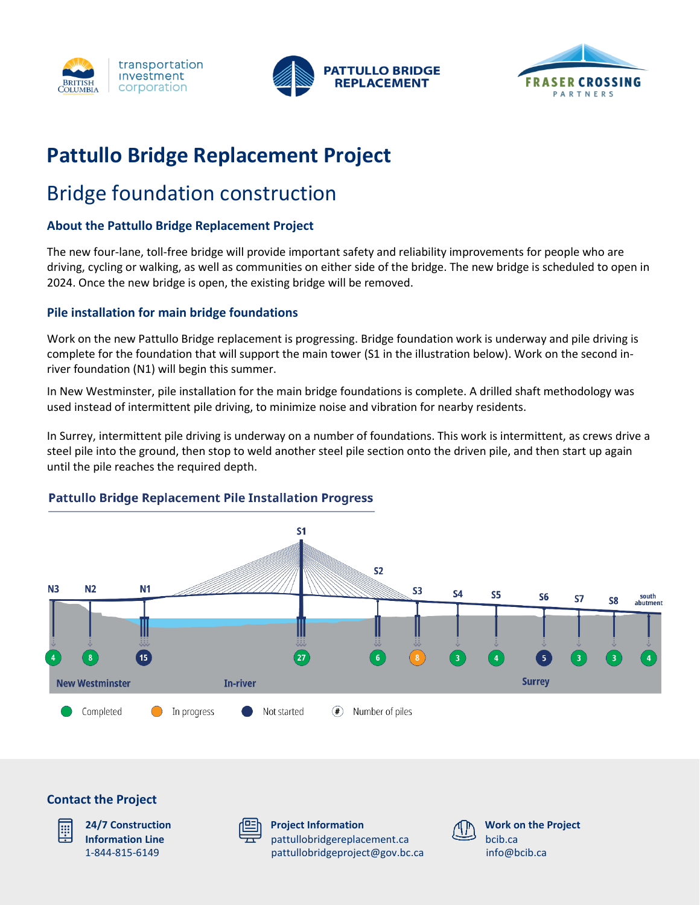# Pattullo Bridge Replacement Project

## Bridge foundation construction

### About the Pattullo Bridge Replacement Project

The new four-lane, toll-free bridge will provide important safety and reliability improvements for people who are driving, cycling or walking, as well as communities on either side of the bridge. The new bridge is scheduled to open in 2024. Once the new bridge is open, the existing bridge will be removed.

### Pile installation for main bridge foundations

Work on the new Pattullo Bridge replacement is progressing. Bridge foundation work is underway and pile driving is complete for the foundation that will support the main tower (S1 in the illustration below). Work on the second in-river foundation (N1) will begin this summer.

In New Westminster, pile installation for the main bridge foundations is complete. A drilled shaft methodology was used instead of intermittent pile driving, to minimize noise and vibration for nearby residents.

In Surrey, intermittent pile driving is underway on a number of foundations. This work is intermittent, as crews drive a steel pile into the ground, then stop to weld another steel pile section onto the driven pile, and then start up again until the pile reaches the required depth.

### Pattullo Bridge Replacement Pile Installation Progress

| Foundation | Area | Number of piles | Status |
|---|---|---|---|
| N3 | New Westminster | 4 | Completed |
| N2 | New Westminster | 8 | Completed |
| N1 | In-river | 15 | Not started |
| S1 | In-river | 27 | Completed |
| S2 | In-river | 6 | Completed |
| S3 | Surrey | 8 | In progress |
| S4 | Surrey | 3 | Completed |
| S5 | Surrey | 4 | Completed |
| S6 | Surrey | 5 | Not started |
| S7 | Surrey | 3 | Completed |
| S8 | Surrey | 3 | Completed |
| south abutment | Surrey | 4 | Completed |

### Contact the Project

**24/7 Construction Information Line**
1-844-815-6149

**Project Information**
pattullobridgereplacement.ca
pattullobridgeproject@gov.bc.ca

**Work on the Project**
bcib.ca
info@bcib.ca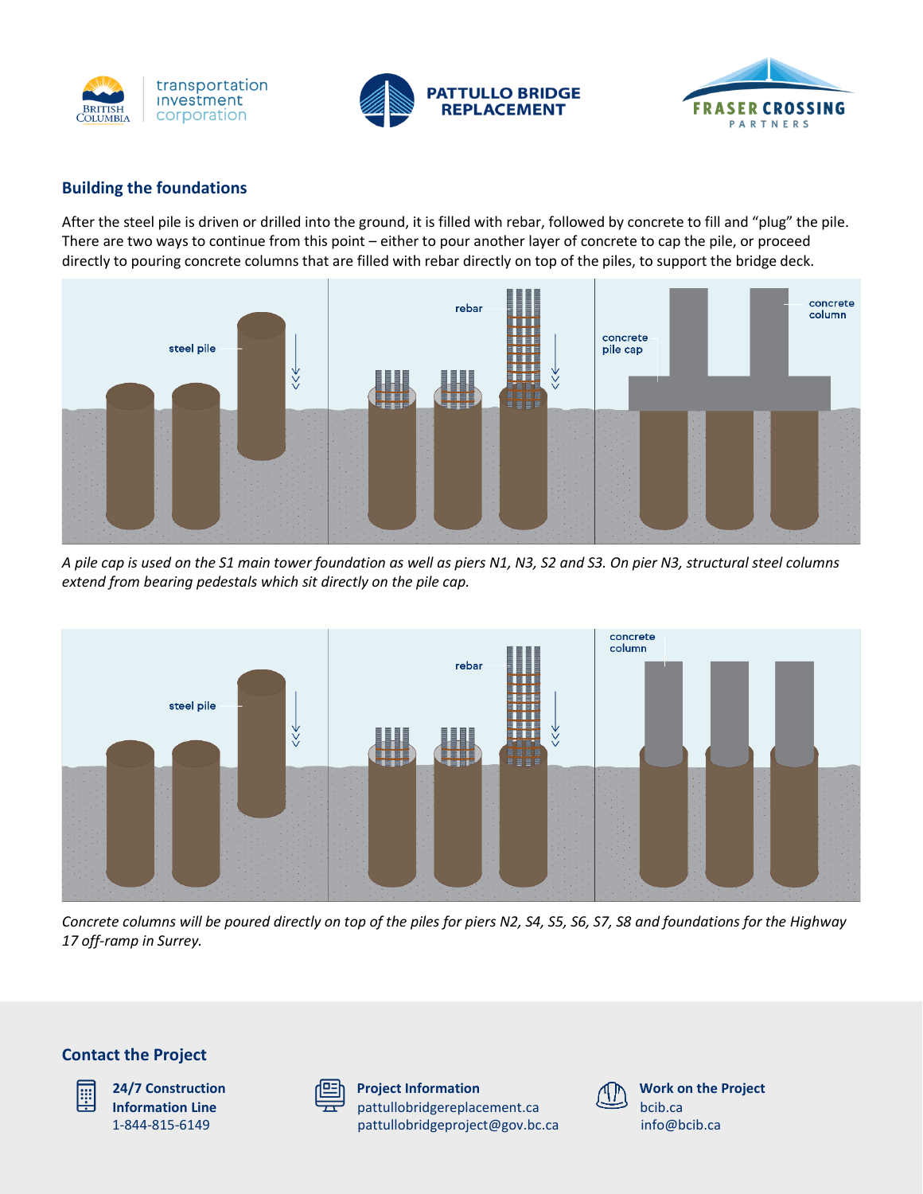## Building the foundations

After the steel pile is driven or drilled into the ground, it is filled with rebar, followed by concrete to fill and "plug" the pile. There are two ways to continue from this point – either to pour another layer of concrete to cap the pile, or proceed directly to pouring concrete columns that are filled with rebar directly on top of the piles, to support the bridge deck.

*A pile cap is used on the S1 main tower foundation as well as piers N1, N3, S2 and S3. On pier N3, structural steel columns extend from bearing pedestals which sit directly on the pile cap.*

*Concrete columns will be poured directly on top of the piles for piers N2, S4, S5, S6, S7, S8 and foundations for the Highway 17 off-ramp in Surrey.*

## Contact the Project

**24/7 Construction Information Line**
1-844-815-6149

**Project Information**
pattullobridgereplacement.ca
pattullobridgeproject@gov.bc.ca

**Work on the Project**
bcib.ca
info@bcib.ca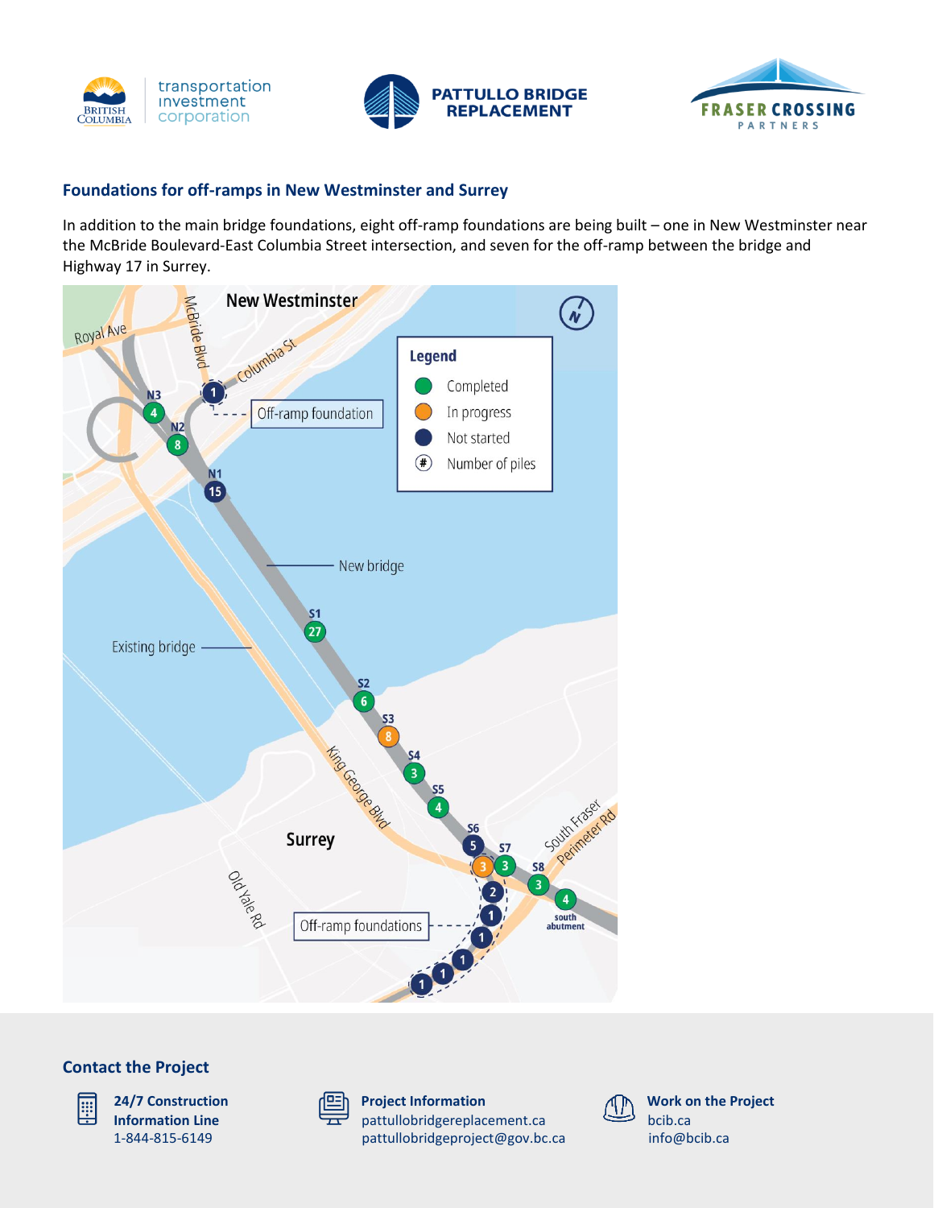## Foundations for off-ramps in New Westminster and Surrey

In addition to the main bridge foundations, eight off-ramp foundations are being built – one in New Westminster near the McBride Boulevard-East Columbia Street intersection, and seven for the off-ramp between the bridge and Highway 17 in Surrey.

New Westminster

Royal Ave

McBride Blvd

Columbia St

Off-ramp foundation

Legend

Completed

In progress

Not started

Number of piles

N3 4

N2 8

N1 15

1

New bridge

Existing bridge

S1 27

S2 6

S3 8

S4 3

S5 4

S6 5

S7 3

S8 3

3

4

south abutment

2

1

1

1

1

1

King George Blvd

South Fraser Perimeter Rd

Surrey

Old Yale Rd

Off-ramp foundations

## Contact the Project

**24/7 Construction Information Line**
1-844-815-6149

**Project Information**
pattullobridgereplacement.ca
pattullobridgeproject@gov.bc.ca

**Work on the Project**
bcib.ca
info@bcib.ca